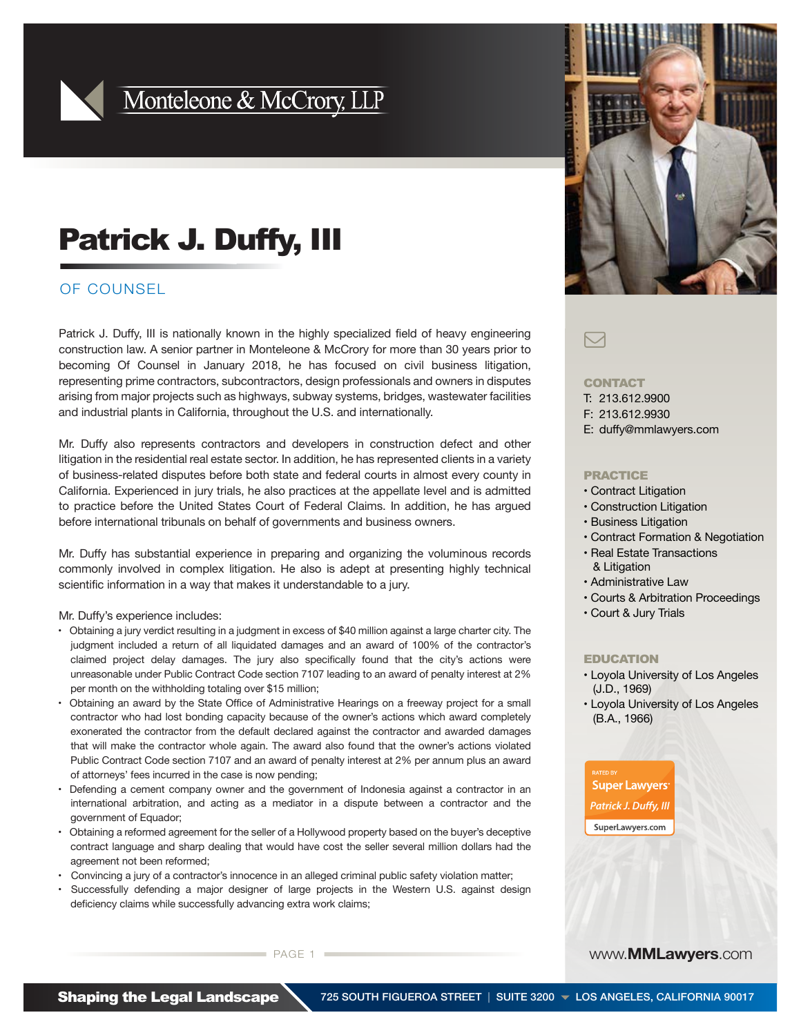Monteleone & McCrory, LLP

# Patrick J. Duffy, III

## OF COUNSEL

Patrick J. Duffy, III is nationally known in the highly specialized field of heavy engineering construction law. A senior partner in Monteleone & McCrory for more than 30 years prior to becoming Of Counsel in January 2018, he has focused on civil business litigation, representing prime contractors, subcontractors, design professionals and owners in disputes arising from major projects such as highways, subway systems, bridges, wastewater facilities and industrial plants in California, throughout the U.S. and internationally.

Mr. Duffy also represents contractors and developers in construction defect and other litigation in the residential real estate sector. In addition, he has represented clients in a variety of business-related disputes before both state and federal courts in almost every county in California. Experienced in jury trials, he also practices at the appellate level and is admitted to practice before the United States Court of Federal Claims. In addition, he has argued before international tribunals on behalf of governments and business owners.

Mr. Duffy has substantial experience in preparing and organizing the voluminous records commonly involved in complex litigation. He also is adept at presenting highly technical scientific information in a way that makes it understandable to a jury.

Mr. Duffy's experience includes:

- Obtaining a jury verdict resulting in a judgment in excess of $40 million against a large charter city. The judgment included a return of all liquidated damages and an award of 100% of the contractor's claimed project delay damages. The jury also specifically found that the city's actions were unreasonable under Public Contract Code section 7107 leading to an award of penalty interest at 2% per month on the withholding totaling over $15 million;
- Obtaining an award by the State Office of Administrative Hearings on a freeway project for a small contractor who had lost bonding capacity because of the owner's actions which award completely exonerated the contractor from the default declared against the contractor and awarded damages that will make the contractor whole again. The award also found that the owner's actions violated Public Contract Code section 7107 and an award of penalty interest at 2% per annum plus an award of attorneys' fees incurred in the case is now pending;
- Defending a cement company owner and the government of Indonesia against a contractor in an international arbitration, and acting as a mediator in a dispute between a contractor and the government of Equador;
- Obtaining a reformed agreement for the seller of a Hollywood property based on the buyer's deceptive contract language and sharp dealing that would have cost the seller several million dollars had the agreement not been reformed;
- Convincing a jury of a contractor's innocence in an alleged criminal public safety violation matter;
- Successfully defending a major designer of large projects in the Western U.S. against design deficiency claims while successfully advancing extra work claims;

### CONTACT

T: 213.612.9900
F: 213.612.9930
E: duffy@mmlawyers.com

### PRACTICE

- Contract Litigation
- Construction Litigation
- Business Litigation
- Contract Formation & Negotiation
- Real Estate Transactions & Litigation
- Administrative Law
- Courts & Arbitration Proceedings
- Court & Jury Trials

### EDUCATION

- Loyola University of Los Angeles (J.D., 1969)
- Loyola University of Los Angeles (B.A., 1966)

Rated by Super Lawyers — Patrick J. Duffy, III — SuperLawyers.com

www.MMLawyers.com

Shaping the Legal Landscape | 725 SOUTH FIGUEROA STREET | SUITE 3200 | LOS ANGELES, CALIFORNIA 90017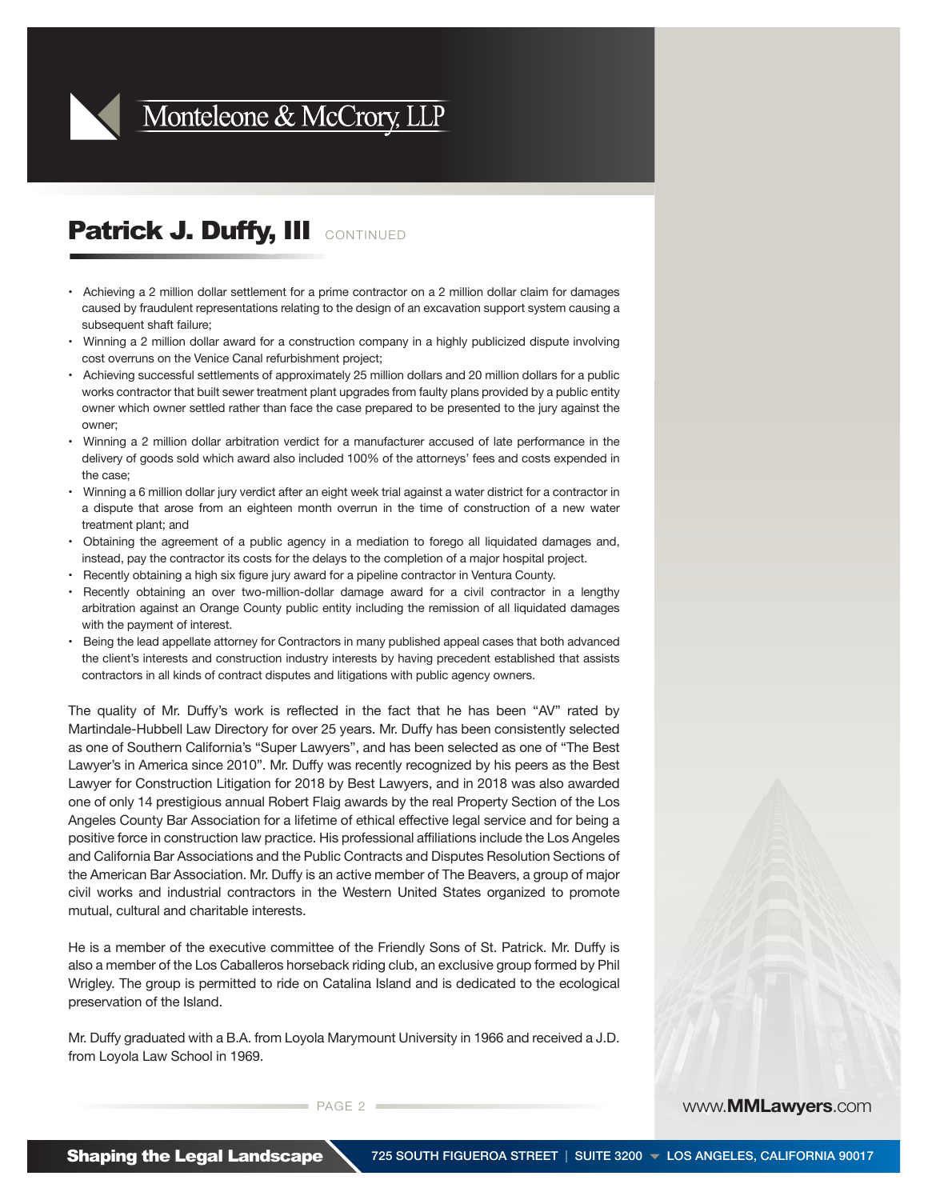## Patrick J. Duffy, III CONTINUED

- Achieving a 2 million dollar settlement for a prime contractor on a 2 million dollar claim for damages caused by fraudulent representations relating to the design of an excavation support system causing a subsequent shaft failure;
- Winning a 2 million dollar award for a construction company in a highly publicized dispute involving cost overruns on the Venice Canal refurbishment project;
- Achieving successful settlements of approximately 25 million dollars and 20 million dollars for a public works contractor that built sewer treatment plant upgrades from faulty plans provided by a public entity owner which owner settled rather than face the case prepared to be presented to the jury against the owner;
- Winning a 2 million dollar arbitration verdict for a manufacturer accused of late performance in the delivery of goods sold which award also included 100% of the attorneys' fees and costs expended in the case;
- Winning a 6 million dollar jury verdict after an eight week trial against a water district for a contractor in a dispute that arose from an eighteen month overrun in the time of construction of a new water treatment plant; and
- Obtaining the agreement of a public agency in a mediation to forego all liquidated damages and, instead, pay the contractor its costs for the delays to the completion of a major hospital project.
- Recently obtaining a high six figure jury award for a pipeline contractor in Ventura County.
- Recently obtaining an over two-million-dollar damage award for a civil contractor in a lengthy arbitration against an Orange County public entity including the remission of all liquidated damages with the payment of interest.
- Being the lead appellate attorney for Contractors in many published appeal cases that both advanced the client's interests and construction industry interests by having precedent established that assists contractors in all kinds of contract disputes and litigations with public agency owners.

The quality of Mr. Duffy's work is reflected in the fact that he has been "AV" rated by Martindale-Hubbell Law Directory for over 25 years. Mr. Duffy has been consistently selected as one of Southern California's "Super Lawyers", and has been selected as one of "The Best Lawyer's in America since 2010". Mr. Duffy was recently recognized by his peers as the Best Lawyer for Construction Litigation for 2018 by Best Lawyers, and in 2018 was also awarded one of only 14 prestigious annual Robert Flaig awards by the real Property Section of the Los Angeles County Bar Association for a lifetime of ethical effective legal service and for being a positive force in construction law practice. His professional affiliations include the Los Angeles and California Bar Associations and the Public Contracts and Disputes Resolution Sections of the American Bar Association. Mr. Duffy is an active member of The Beavers, a group of major civil works and industrial contractors in the Western United States organized to promote mutual, cultural and charitable interests.

He is a member of the executive committee of the Friendly Sons of St. Patrick. Mr. Duffy is also a member of the Los Caballeros horseback riding club, an exclusive group formed by Phil Wrigley. The group is permitted to ride on Catalina Island and is dedicated to the ecological preservation of the Island.

Mr. Duffy graduated with a B.A. from Loyola Marymount University in 1966 and received a J.D. from Loyola Law School in 1969.